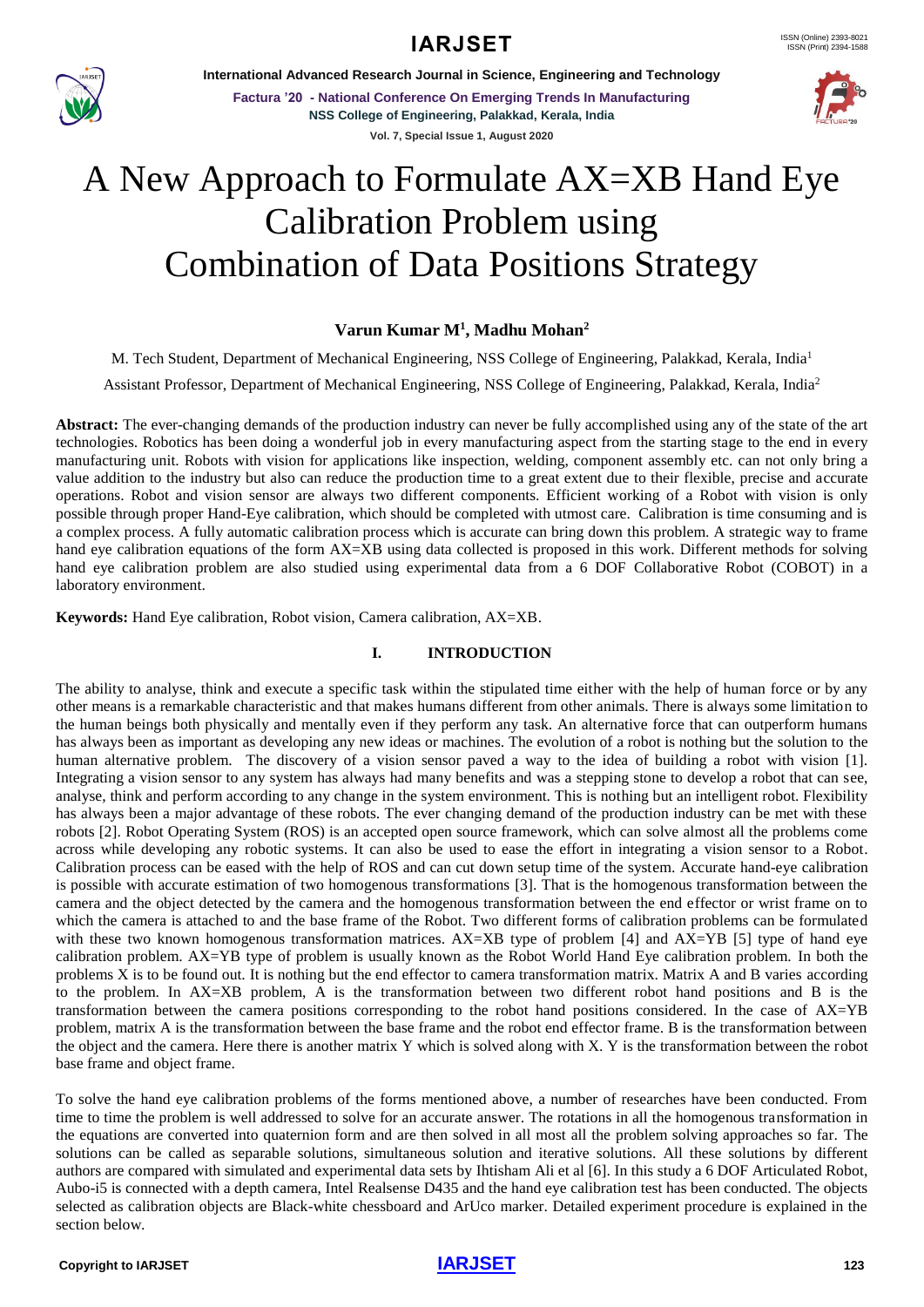# A New Approach to Formulate AX=XB Hand Eye Calibration Problem using Combination of Data Positions Strategy

**Varun Kumar M[1], Madhu Mohan[2]**

M. Tech Student, Department of Mechanical Engineering, NSS College of Engineering, Palakkad, Kerala, India[1]

Assistant Professor, Department of Mechanical Engineering, NSS College of Engineering, Palakkad, Kerala, India[2]

**Abstract:** The ever-changing demands of the production industry can never be fully accomplished using any of the state of the art technologies. Robotics has been doing a wonderful job in every manufacturing aspect from the starting stage to the end in every manufacturing unit. Robots with vision for applications like inspection, welding, component assembly etc. can not only bring a value addition to the industry but also can reduce the production time to a great extent due to their flexible, precise and accurate operations. Robot and vision sensor are always two different components. Efficient working of a Robot with vision is only possible through proper Hand-Eye calibration, which should be completed with utmost care. Calibration is time consuming and is a complex process. A fully automatic calibration process which is accurate can bring down this problem. A strategic way to frame hand eye calibration equations of the form AX=XB using data collected is proposed in this work. Different methods for solving hand eye calibration problem are also studied using experimental data from a 6 DOF Collaborative Robot (COBOT) in a laboratory environment.

**Keywords:** Hand Eye calibration, Robot vision, Camera calibration, AX=XB.

## I. INTRODUCTION

The ability to analyse, think and execute a specific task within the stipulated time either with the help of human force or by any other means is a remarkable characteristic and that makes humans different from other animals. There is always some limitation to the human beings both physically and mentally even if they perform any task. An alternative force that can outperform humans has always been as important as developing any new ideas or machines. The evolution of a robot is nothing but the solution to the human alternative problem. The discovery of a vision sensor paved a way to the idea of building a robot with vision [1]. Integrating a vision sensor to any system has always had many benefits and was a stepping stone to develop a robot that can see, analyse, think and perform according to any change in the system environment. This is nothing but an intelligent robot. Flexibility has always been a major advantage of these robots. The ever changing demand of the production industry can be met with these robots [2]. Robot Operating System (ROS) is an accepted open source framework, which can solve almost all the problems come across while developing any robotic systems. It can also be used to ease the effort in integrating a vision sensor to a Robot. Calibration process can be eased with the help of ROS and can cut down setup time of the system. Accurate hand-eye calibration is possible with accurate estimation of two homogenous transformations [3]. That is the homogenous transformation between the camera and the object detected by the camera and the homogenous transformation between the end effector or wrist frame on to which the camera is attached to and the base frame of the Robot. Two different forms of calibration problems can be formulated with these two known homogenous transformation matrices. AX=XB type of problem [4] and AX=YB [5] type of hand eye calibration problem. AX=YB type of problem is usually known as the Robot World Hand Eye calibration problem. In both the problems X is to be found out. It is nothing but the end effector to camera transformation matrix. Matrix A and B varies according to the problem. In AX=XB problem, A is the transformation between two different robot hand positions and B is the transformation between the camera positions corresponding to the robot hand positions considered. In the case of AX=YB problem, matrix A is the transformation between the base frame and the robot end effector frame. B is the transformation between the object and the camera. Here there is another matrix Y which is solved along with X. Y is the transformation between the robot base frame and object frame.

To solve the hand eye calibration problems of the forms mentioned above, a number of researches have been conducted. From time to time the problem is well addressed to solve for an accurate answer. The rotations in all the homogenous transformation in the equations are converted into quaternion form and are then solved in all most all the problem solving approaches so far. The solutions can be called as separable solutions, simultaneous solution and iterative solutions. All these solutions by different authors are compared with simulated and experimental data sets by Ihtisham Ali et al [6]. In this study a 6 DOF Articulated Robot, Aubo-i5 is connected with a depth camera, Intel Realsense D435 and the hand eye calibration test has been conducted. The objects selected as calibration objects are Black-white chessboard and ArUco marker. Detailed experiment procedure is explained in the section below.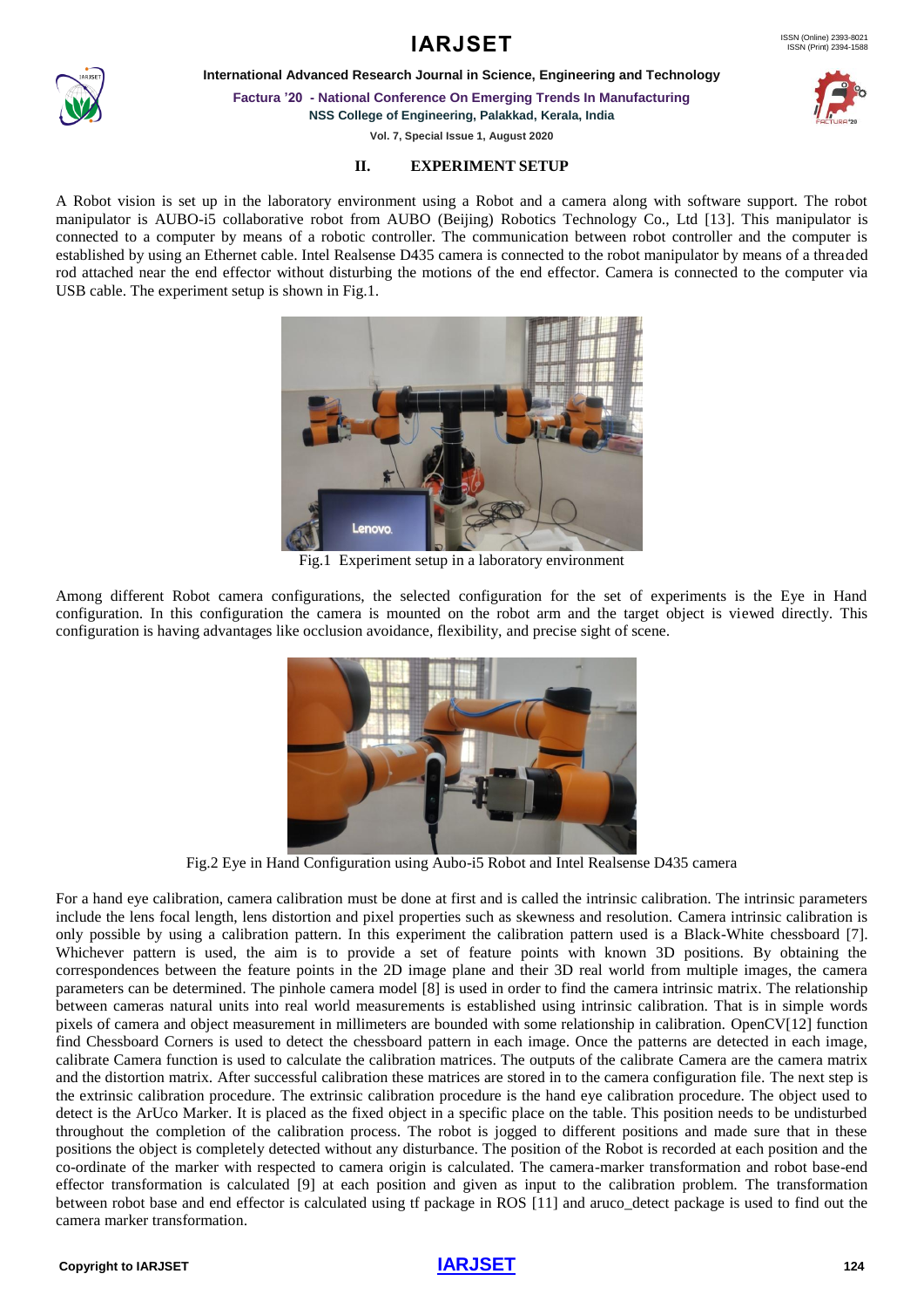## II. EXPERIMENT SETUP

A Robot vision is set up in the laboratory environment using a Robot and a camera along with software support. The robot manipulator is AUBO-i5 collaborative robot from AUBO (Beijing) Robotics Technology Co., Ltd [13]. This manipulator is connected to a computer by means of a robotic controller. The communication between robot controller and the computer is established by using an Ethernet cable. Intel Realsense D435 camera is connected to the robot manipulator by means of a threaded rod attached near the end effector without disturbing the motions of the end effector. Camera is connected to the computer via USB cable. The experiment setup is shown in Fig.1.

Fig.1 Experiment setup in a laboratory environment

Among different Robot camera configurations, the selected configuration for the set of experiments is the Eye in Hand configuration. In this configuration the camera is mounted on the robot arm and the target object is viewed directly. This configuration is having advantages like occlusion avoidance, flexibility, and precise sight of scene.

Fig.2 Eye in Hand Configuration using Aubo-i5 Robot and Intel Realsense D435 camera

For a hand eye calibration, camera calibration must be done at first and is called the intrinsic calibration. The intrinsic parameters include the lens focal length, lens distortion and pixel properties such as skewness and resolution. Camera intrinsic calibration is only possible by using a calibration pattern. In this experiment the calibration pattern used is a Black-White chessboard [7]. Whichever pattern is used, the aim is to provide a set of feature points with known 3D positions. By obtaining the correspondences between the feature points in the 2D image plane and their 3D real world from multiple images, the camera parameters can be determined. The pinhole camera model [8] is used in order to find the camera intrinsic matrix. The relationship between cameras natural units into real world measurements is established using intrinsic calibration. That is in simple words pixels of camera and object measurement in millimeters are bounded with some relationship in calibration. OpenCV[12] function find Chessboard Corners is used to detect the chessboard pattern in each image. Once the patterns are detected in each image, calibrate Camera function is used to calculate the calibration matrices. The outputs of the calibrate Camera are the camera matrix and the distortion matrix. After successful calibration these matrices are stored in to the camera configuration file. The next step is the extrinsic calibration procedure. The extrinsic calibration procedure is the hand eye calibration procedure. The object used to detect is the ArUco Marker. It is placed as the fixed object in a specific place on the table. This position needs to be undisturbed throughout the completion of the calibration process. The robot is jogged to different positions and made sure that in these positions the object is completely detected without any disturbance. The position of the Robot is recorded at each position and the co-ordinate of the marker with respected to camera origin is calculated. The camera-marker transformation and robot base-end effector transformation is calculated [9] at each position and given as input to the calibration problem. The transformation between robot base and end effector is calculated using tf package in ROS [11] and aruco_detect package is used to find out the camera marker transformation.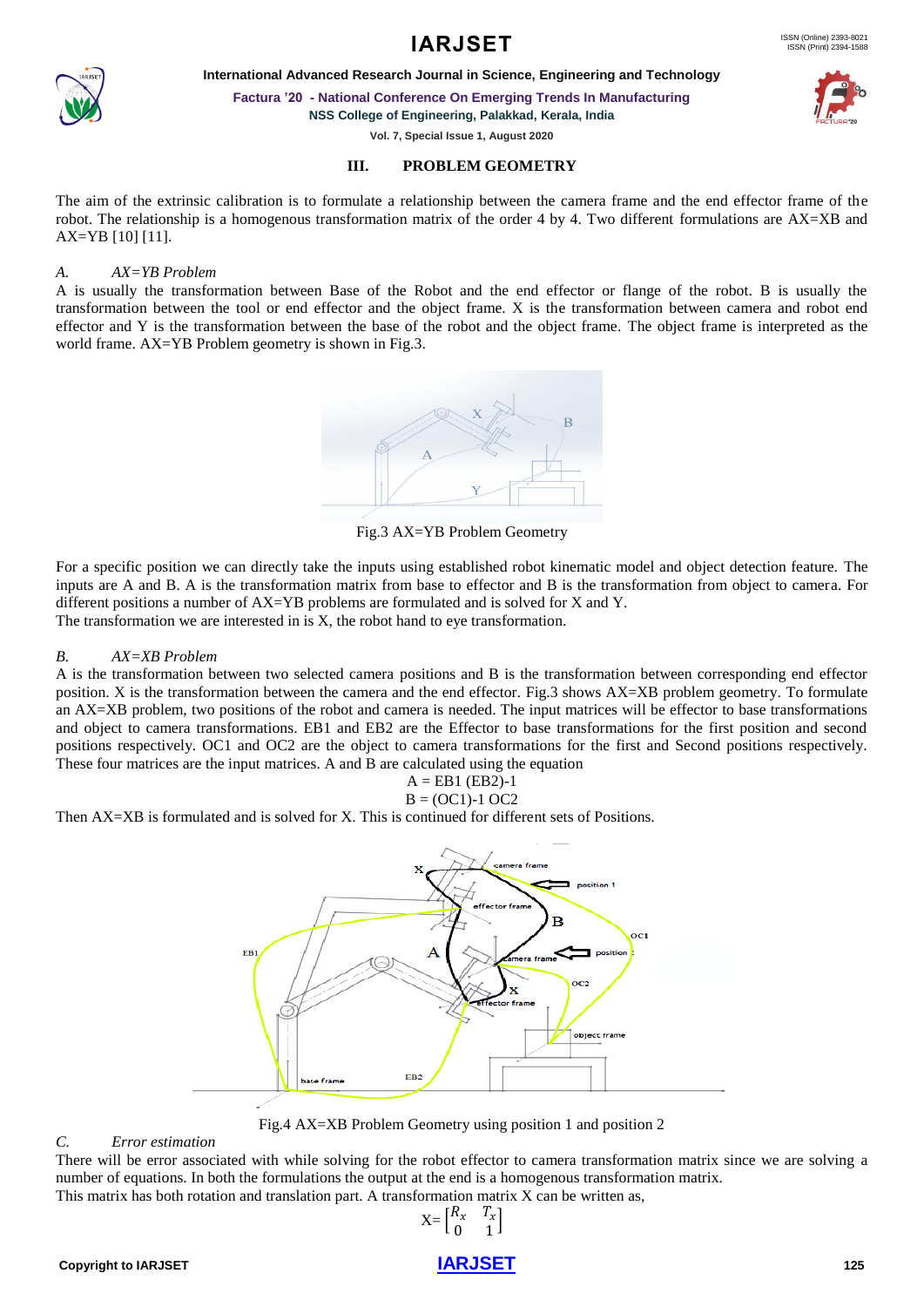## III. PROBLEM GEOMETRY

The aim of the extrinsic calibration is to formulate a relationship between the camera frame and the end effector frame of the robot. The relationship is a homogenous transformation matrix of the order 4 by 4. Two different formulations are AX=XB and AX=YB [10] [11].

### *A. AX=YB Problem*

A is usually the transformation between Base of the Robot and the end effector or flange of the robot. B is usually the transformation between the tool or end effector and the object frame. X is the transformation between camera and robot end effector and Y is the transformation between the base of the robot and the object frame. The object frame is interpreted as the world frame. AX=YB Problem geometry is shown in Fig.3.

Fig.3 AX=YB Problem Geometry

For a specific position we can directly take the inputs using established robot kinematic model and object detection feature. The inputs are A and B. A is the transformation matrix from base to effector and B is the transformation from object to camera. For different positions a number of AX=YB problems are formulated and is solved for X and Y.
The transformation we are interested in is X, the robot hand to eye transformation.

### *B. AX=XB Problem*

A is the transformation between two selected camera positions and B is the transformation between corresponding end effector position. X is the transformation between the camera and the end effector. Fig.3 shows AX=XB problem geometry. To formulate an AX=XB problem, two positions of the robot and camera is needed. The input matrices will be effector to base transformations and object to camera transformations. EB1 and EB2 are the Effector to base transformations for the first position and second positions respectively. OC1 and OC2 are the object to camera transformations for the first and Second positions respectively. These four matrices are the input matrices. A and B are calculated using the equation

$$A = EB1\,(EB2)^{-1}$$

$$B = (OC1)^{-1}\,OC2$$

Then AX=XB is formulated and is solved for X. This is continued for different sets of Positions.

Fig.4 AX=XB Problem Geometry using position 1 and position 2

### *C. Error estimation*

There will be error associated with while solving for the robot effector to camera transformation matrix since we are solving a number of equations. In both the formulations the output at the end is a homogenous transformation matrix.
This matrix has both rotation and translation part. A transformation matrix X can be written as,

$$X = \begin{bmatrix} R_x & T_x \\ 0 & 1 \end{bmatrix}$$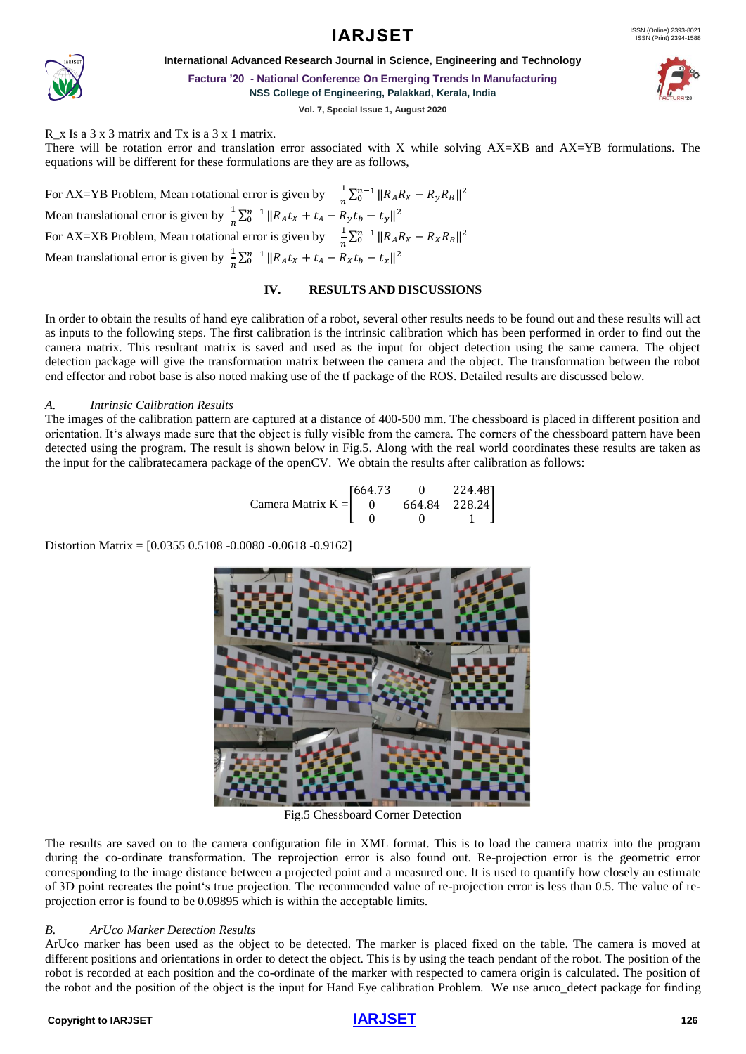R_x Is a 3 x 3 matrix and Tx is a 3 x 1 matrix.

There will be rotation error and translation error associated with X while solving AX=XB and AX=YB formulations. The equations will be different for these formulations are they are as follows,

For AX=YB Problem, Mean rotational error is given by $\frac{1}{n}\sum_{0}^{n-1}\|R_A R_X - R_y R_B\|^2$

Mean translational error is given by $\frac{1}{n}\sum_{0}^{n-1}\|R_A t_X + t_A - R_y t_b - t_y\|^2$

For AX=XB Problem, Mean rotational error is given by $\frac{1}{n}\sum_{0}^{n-1}\|R_A R_X - R_X R_B\|^2$

Mean translational error is given by $\frac{1}{n}\sum_{0}^{n-1}\|R_A t_X + t_A - R_X t_b - t_x\|^2$

## IV. RESULTS AND DISCUSSIONS

In order to obtain the results of hand eye calibration of a robot, several other results needs to be found out and these results will act as inputs to the following steps. The first calibration is the intrinsic calibration which has been performed in order to find out the camera matrix. This resultant matrix is saved and used as the input for object detection using the same camera. The object detection package will give the transformation matrix between the camera and the object. The transformation between the robot end effector and robot base is also noted making use of the tf package of the ROS. Detailed results are discussed below.

### *A. Intrinsic Calibration Results*

The images of the calibration pattern are captured at a distance of 400-500 mm. The chessboard is placed in different position and orientation. It's always made sure that the object is fully visible from the camera. The corners of the chessboard pattern have been detected using the program. The result is shown below in Fig.5. Along with the real world coordinates these results are taken as the input for the calibratecamera package of the openCV. We obtain the results after calibration as follows:

$$\text{Camera Matrix K} = \begin{bmatrix} 664.73 & 0 & 224.48 \\ 0 & 664.84 & 228.24 \\ 0 & 0 & 1 \end{bmatrix}$$

Distortion Matrix = [0.0355 0.5108 -0.0080 -0.0618 -0.9162]

Fig.5 Chessboard Corner Detection

The results are saved on to the camera configuration file in XML format. This is to load the camera matrix into the program during the co-ordinate transformation. The reprojection error is also found out. Re-projection error is the geometric error corresponding to the image distance between a projected point and a measured one. It is used to quantify how closely an estimate of 3D point recreates the point's true projection. The recommended value of re-projection error is less than 0.5. The value of re-projection error is found to be 0.09895 which is within the acceptable limits.

### *B. ArUco Marker Detection Results*

ArUco marker has been used as the object to be detected. The marker is placed fixed on the table. The camera is moved at different positions and orientations in order to detect the object. This is by using the teach pendant of the robot. The position of the robot is recorded at each position and the co-ordinate of the marker with respected to camera origin is calculated. The position of the robot and the position of the object is the input for Hand Eye calibration Problem. We use aruco_detect package for finding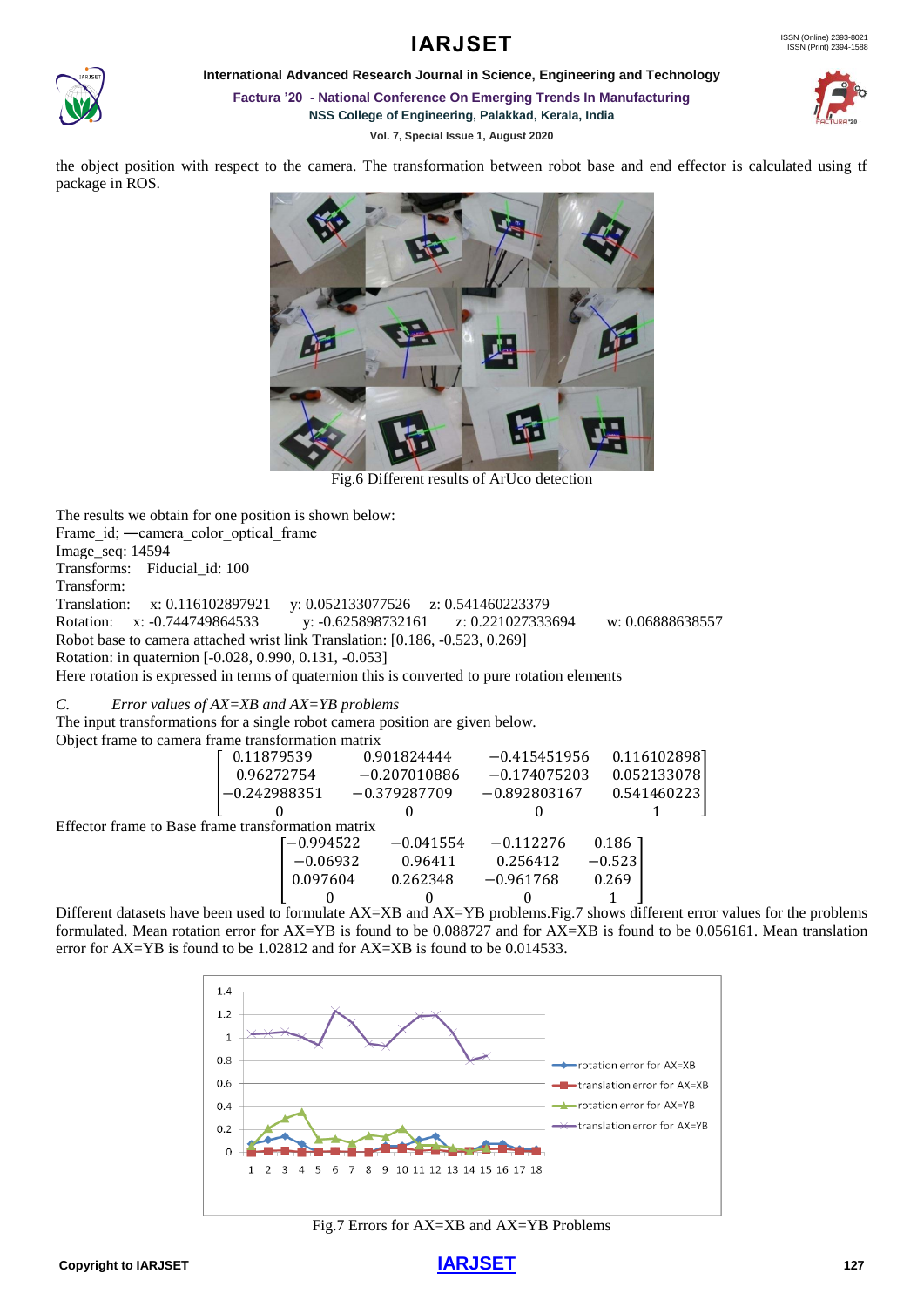the object position with respect to the camera. The transformation between robot base and end effector is calculated using tf package in ROS.

Fig.6 Different results of ArUco detection

The results we obtain for one position is shown below:
Frame_id; ―camera_color_optical_frame
Image_seq: 14594
Transforms: Fiducial_id: 100
Transform:
Translation: x: 0.116102897921 y: 0.052133077526 z: 0.541460223379
Rotation: x: -0.744749864533 y: -0.625898732161 z: 0.221027333694 w: 0.06888638557
Robot base to camera attached wrist link Translation: [0.186, -0.523, 0.269]
Rotation: in quaternion [-0.028, 0.990, 0.131, -0.053]
Here rotation is expressed in terms of quaternion this is converted to pure rotation elements

*C. Error values of AX=XB and AX=YB problems*

The input transformations for a single robot camera position are given below.
Object frame to camera frame transformation matrix

$$\begin{bmatrix} 0.11879539 & 0.901824444 & -0.415451956 & 0.116102898 \\ 0.96272754 & -0.207010886 & -0.174075203 & 0.052133078 \\ -0.242988351 & -0.379287709 & -0.892803167 & 0.541460223 \\ 0 & 0 & 0 & 1 \end{bmatrix}$$

Effector frame to Base frame transformation matrix

$$\begin{bmatrix} -0.994522 & -0.041554 & -0.112276 & 0.186 \\ -0.06932 & 0.96411 & 0.256412 & -0.523 \\ 0.097604 & 0.262348 & -0.961768 & 0.269 \\ 0 & 0 & 0 & 1 \end{bmatrix}$$

Different datasets have been used to formulate AX=XB and AX=YB problems.Fig.7 shows different error values for the problems formulated. Mean rotation error for AX=YB is found to be 0.088727 and for AX=XB is found to be 0.056161. Mean translation error for AX=YB is found to be 1.02812 and for AX=XB is found to be 0.014533.

Fig.7 Errors for AX=XB and AX=YB Problems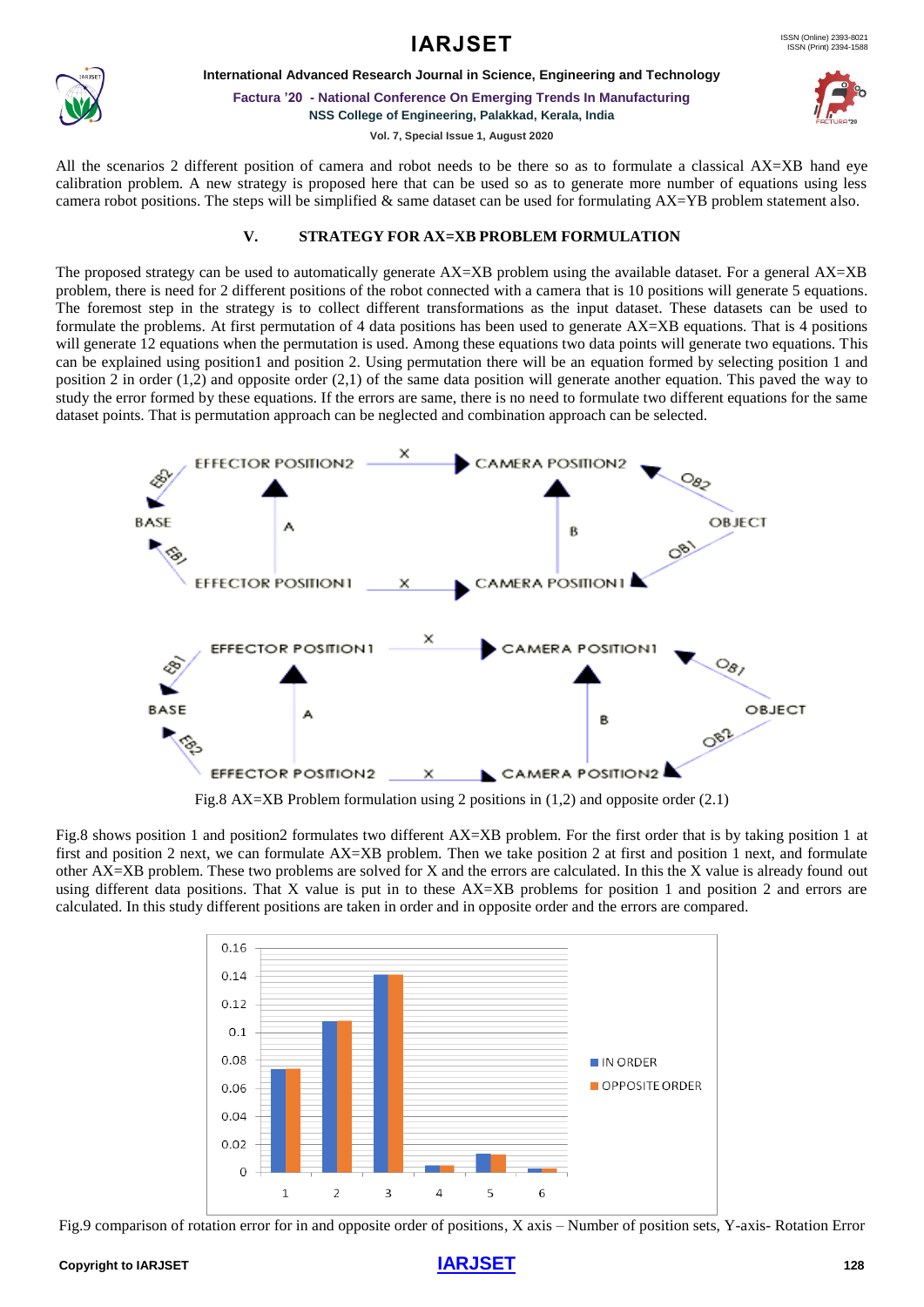All the scenarios 2 different position of camera and robot needs to be there so as to formulate a classical AX=XB hand eye calibration problem. A new strategy is proposed here that can be used so as to generate more number of equations using less camera robot positions. The steps will be simplified & same dataset can be used for formulating AX=YB problem statement also.

## V. STRATEGY FOR AX=XB PROBLEM FORMULATION

The proposed strategy can be used to automatically generate AX=XB problem using the available dataset. For a general AX=XB problem, there is need for 2 different positions of the robot connected with a camera that is 10 positions will generate 5 equations. The foremost step in the strategy is to collect different transformations as the input dataset. These datasets can be used to formulate the problems. At first permutation of 4 data positions has been used to generate AX=XB equations. That is 4 positions will generate 12 equations when the permutation is used. Among these equations two data points will generate two equations. This can be explained using position1 and position 2. Using permutation there will be an equation formed by selecting position 1 and position 2 in order (1,2) and opposite order (2,1) of the same data position will generate another equation. This paved the way to study the error formed by these equations. If the errors are same, there is no need to formulate two different equations for the same dataset points. That is permutation approach can be neglected and combination approach can be selected.

Fig.8 AX=XB Problem formulation using 2 positions in (1,2) and opposite order (2.1)

Fig.8 shows position 1 and position2 formulates two different AX=XB problem. For the first order that is by taking position 1 at first and position 2 next, we can formulate AX=XB problem. Then we take position 2 at first and position 1 next, and formulate other AX=XB problem. These two problems are solved for X and the errors are calculated. In this the X value is already found out using different data positions. That X value is put in to these AX=XB problems for position 1 and position 2 and errors are calculated. In this study different positions are taken in order and in opposite order and the errors are compared.

Fig.9 comparison of rotation error for in and opposite order of positions, X axis – Number of position sets, Y-axis- Rotation Error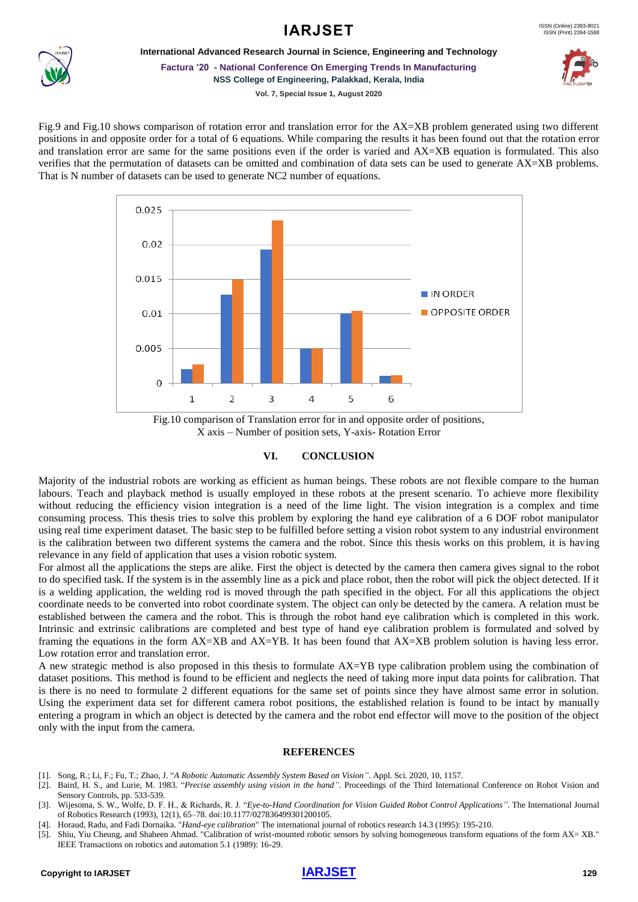Fig.9 and Fig.10 shows comparison of rotation error and translation error for the AX=XB problem generated using two different positions in and opposite order for a total of 6 equations. While comparing the results it has been found out that the rotation error and translation error are same for the same positions even if the order is varied and AX=XB equation is formulated. This also verifies that the permutation of datasets can be omitted and combination of data sets can be used to generate AX=XB problems. That is N number of datasets can be used to generate NC2 number of equations.

Fig.10 comparison of Translation error for in and opposite order of positions, X axis – Number of position sets, Y-axis- Rotation Error

## VI. CONCLUSION

Majority of the industrial robots are working as efficient as human beings. These robots are not flexible compare to the human labours. Teach and playback method is usually employed in these robots at the present scenario. To achieve more flexibility without reducing the efficiency vision integration is a need of the lime light. The vision integration is a complex and time consuming process. This thesis tries to solve this problem by exploring the hand eye calibration of a 6 DOF robot manipulator using real time experiment dataset. The basic step to be fulfilled before setting a vision robot system to any industrial environment is the calibration between two different systems the camera and the robot. Since this thesis works on this problem, it is having relevance in any field of application that uses a vision robotic system.

For almost all the applications the steps are alike. First the object is detected by the camera then camera gives signal to the robot to do specified task. If the system is in the assembly line as a pick and place robot, then the robot will pick the object detected. If it is a welding application, the welding rod is moved through the path specified in the object. For all this applications the object coordinate needs to be converted into robot coordinate system. The object can only be detected by the camera. A relation must be established between the camera and the robot. This is through the robot hand eye calibration which is completed in this work. Intrinsic and extrinsic calibrations are completed and best type of hand eye calibration problem is formulated and solved by framing the equations in the form AX=XB and AX=YB. It has been found that AX=XB problem solution is having less error. Low rotation error and translation error.

A new strategic method is also proposed in this thesis to formulate AX=YB type calibration problem using the combination of dataset positions. This method is found to be efficient and neglects the need of taking more input data points for calibration. That is there is no need to formulate 2 different equations for the same set of points since they have almost same error in solution. Using the experiment data set for different camera robot positions, the established relation is found to be intact by manually entering a program in which an object is detected by the camera and the robot end effector will move to the position of the object only with the input from the camera.

## REFERENCES

[1]. Song, R.; Li, F.; Fu, T.; Zhao, J. "*A Robotic Automatic Assembly System Based on Vision"*. Appl. Sci. 2020, 10, 1157.

[2]. Baird, H. S., and Lurie, M. 1983. "*Precise assembly using vision in the hand"*. Proceedings of the Third International Conference on Robot Vision and Sensory Controls, pp. 533-539.

[3]. Wijesoma, S. W., Wolfe, D. F. H., & Richards, R. J. "*Eye-to-Hand Coordination for Vision Guided Robot Control Applications"*. The International Journal of Robotics Research (1993), 12(1), 65–78. doi:10.1177/027836499301200105.

[4]. Horaud, Radu, and Fadi Dornaika. "*Hand-eye calibration*" The international journal of robotics research 14.3 (1995): 195-210.

[5]. Shiu, Yiu Cheung, and Shaheen Ahmad. "Calibration of wrist-mounted robotic sensors by solving homogeneous transform equations of the form AX= XB." IEEE Transactions on robotics and automation 5.1 (1989): 16-29.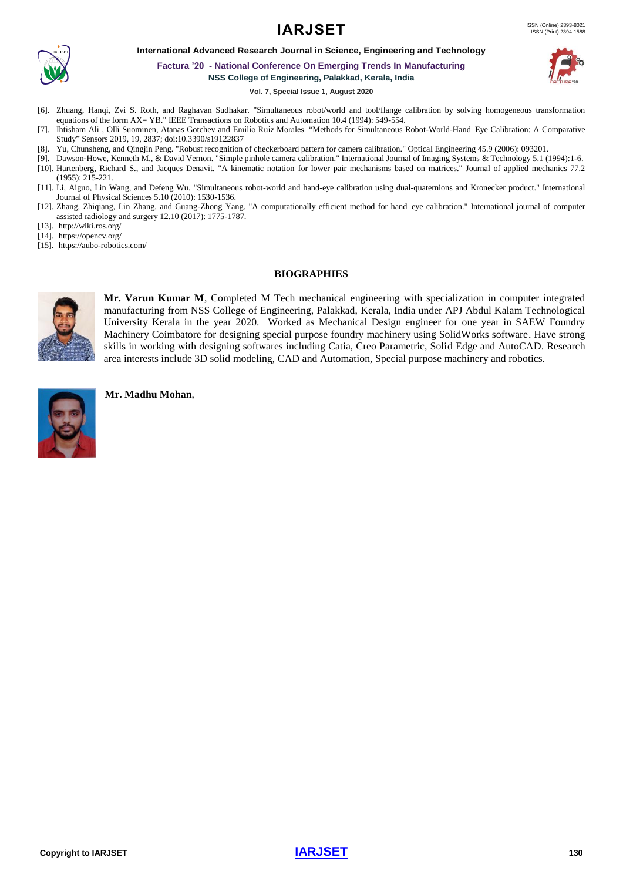[6]. Zhuang, Hanqi, Zvi S. Roth, and Raghavan Sudhakar. "Simultaneous robot/world and tool/flange calibration by solving homogeneous transformation equations of the form AX= YB." IEEE Transactions on Robotics and Automation 10.4 (1994): 549-554.

[7]. Ihtisham Ali , Olli Suominen, Atanas Gotchev and Emilio Ruiz Morales. "Methods for Simultaneous Robot-World-Hand–Eye Calibration: A Comparative Study" Sensors 2019, 19, 2837; doi:10.3390/s19122837

[8]. Yu, Chunsheng, and Qingjin Peng. "Robust recognition of checkerboard pattern for camera calibration." Optical Engineering 45.9 (2006): 093201.

[9]. Dawson‐Howe, Kenneth M., & David Vernon. "Simple pinhole camera calibration." International Journal of Imaging Systems & Technology 5.1 (1994):1-6.

[10]. Hartenberg, Richard S., and Jacques Denavit. "A kinematic notation for lower pair mechanisms based on matrices." Journal of applied mechanics 77.2 (1955): 215-221.

[11]. Li, Aiguo, Lin Wang, and Defeng Wu. "Simultaneous robot-world and hand-eye calibration using dual-quaternions and Kronecker product." International Journal of Physical Sciences 5.10 (2010): 1530-1536.

[12]. Zhang, Zhiqiang, Lin Zhang, and Guang-Zhong Yang. "A computationally efficient method for hand–eye calibration." International journal of computer assisted radiology and surgery 12.10 (2017): 1775-1787.

[13]. http://wiki.ros.org/

[14]. https://opencv.org/

[15]. https://aubo-robotics.com/

## BIOGRAPHIES

**Mr. Varun Kumar M**, Completed M Tech mechanical engineering with specialization in computer integrated manufacturing from NSS College of Engineering, Palakkad, Kerala, India under APJ Abdul Kalam Technological University Kerala in the year 2020. Worked as Mechanical Design engineer for one year in SAEW Foundry Machinery Coimbatore for designing special purpose foundry machinery using SolidWorks software. Have strong skills in working with designing softwares including Catia, Creo Parametric, Solid Edge and AutoCAD. Research area interests include 3D solid modeling, CAD and Automation, Special purpose machinery and robotics.

**Mr. Madhu Mohan**,